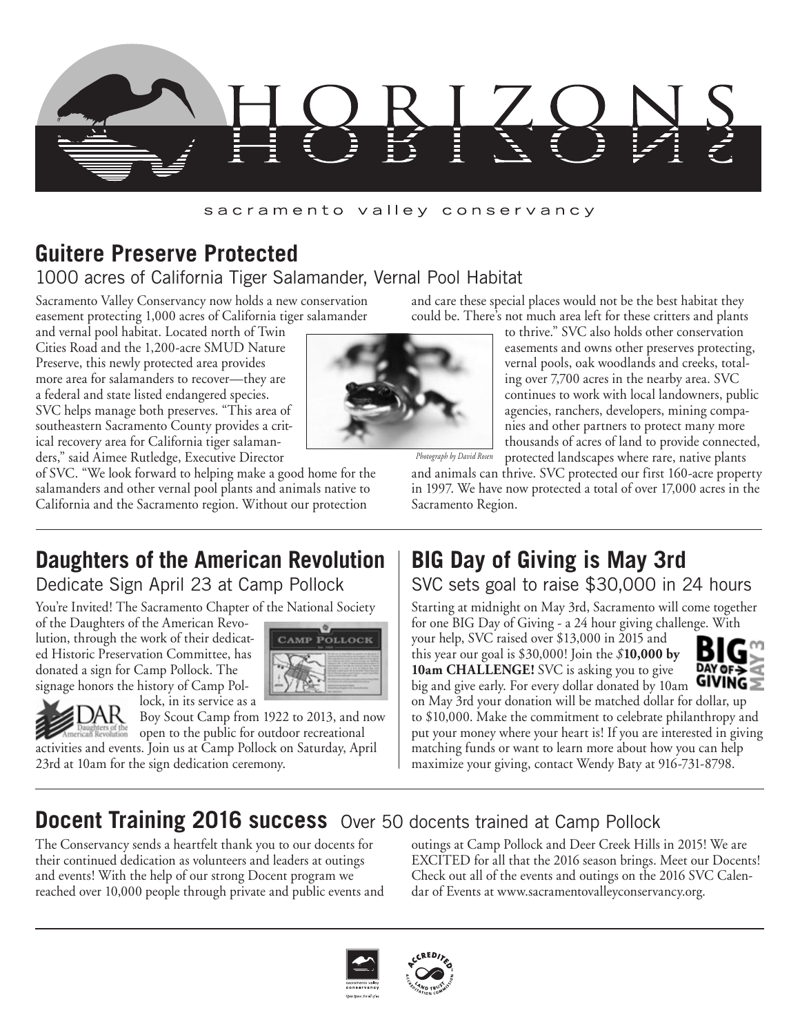# HORIZONS

sacramento valley conservancy

## Guitere Preserve Protected

### 1000 acres of California Tiger Salamander, Vernal Pool Habitat

Sacramento Valley Conservancy now holds a new conservation easement protecting 1,000 acres of California tiger salamander and vernal pool habitat. Located north of Twin Cities Road and the 1,200-acre SMUD Nature Preserve, this newly protected area provides more area for salamanders to recover—they are a federal and state listed endangered species. SVC helps manage both preserves. "This area of southeastern Sacramento County provides a critical recovery area for California tiger salamanders," said Aimee Rutledge, Executive Director of SVC. "We look forward to helping make a good home for the salamanders and other vernal pool plants and animals native to California and the Sacramento region. Without our protection and care these special places would not be the best habitat they could be. There's not much area left for these critters and plants to thrive." SVC also holds other conservation easements and owns other preserves protecting, vernal pools, oak woodlands and creeks, totaling over 7,700 acres in the nearby area. SVC continues to work with local landowners, public agencies, ranchers, developers, mining companies and other partners to protect many more thousands of acres of land to provide connected, protected landscapes where rare, native plants and animals can thrive. SVC protected our first 160-acre property in 1997. We have now protected a total of over 17,000 acres in the Sacramento Region.

*Photograph by David Rosen*

## Daughters of the American Revolution

### Dedicate Sign April 23 at Camp Pollock

You're Invited! The Sacramento Chapter of the National Society of the Daughters of the American Revolution, through the work of their dedicated Historic Preservation Committee, has donated a sign for Camp Pollock. The signage honors the history of Camp Pollock, in its service as a Boy Scout Camp from 1922 to 2013, and now open to the public for outdoor recreational activities and events. Join us at Camp Pollock on Saturday, April 23rd at 10am for the sign dedication ceremony.

## BIG Day of Giving is May 3rd

### SVC sets goal to raise $30,000 in 24 hours

Starting at midnight on May 3rd, Sacramento will come together for one BIG Day of Giving - a 24 hour giving challenge. With your help, SVC raised over $13,000 in 2015 and this year our goal is $30,000! Join the ***$*10,000 by 10am CHALLENGE!** SVC is asking you to give big and give early. For every dollar donated by 10am on May 3rd your donation will be matched dollar for dollar, up to $10,000. Make the commitment to celebrate philanthropy and put your money where your heart is! If you are interested in giving matching funds or want to learn more about how you can help maximize your giving, contact Wendy Baty at 916-731-8798.

## Docent Training 2016 success Over 50 docents trained at Camp Pollock

The Conservancy sends a heartfelt thank you to our docents for their continued dedication as volunteers and leaders at outings and events! With the help of our strong Docent program we reached over 10,000 people through private and public events and outings at Camp Pollock and Deer Creek Hills in 2015! We are EXCITED for all that the 2016 season brings. Meet our Docents! Check out all of the events and outings on the 2016 SVC Calendar of Events at www.sacramentovalleyconservancy.org.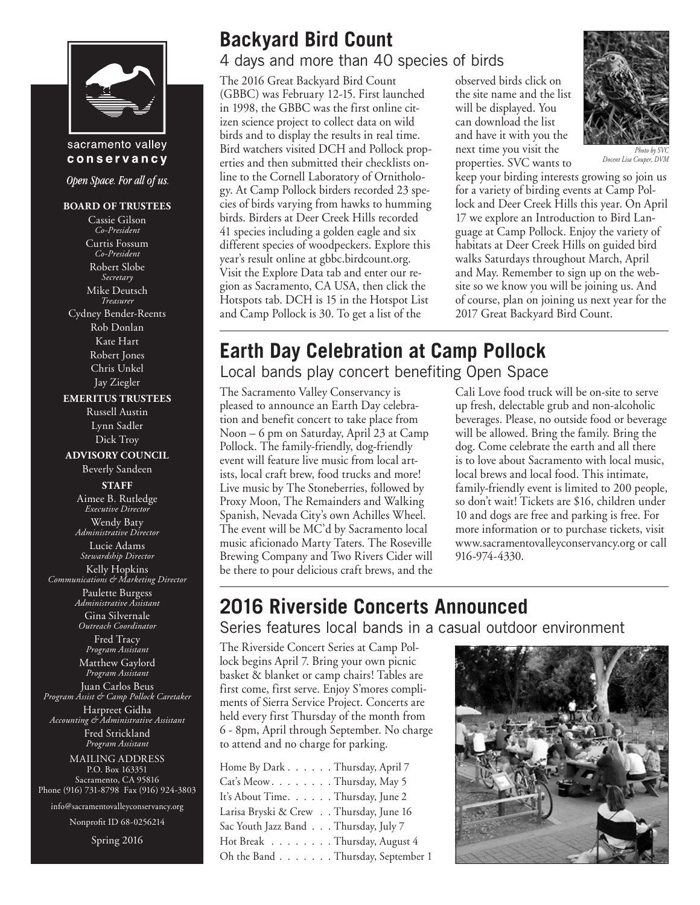sacramento valley **conservancy**

*Open Space. For all of us.*

**BOARD OF TRUSTEES**

Cassie Gilson
*Co-President*

Curtis Fossum
*Co-President*

Robert Slobe
*Secretary*

Mike Deutsch
*Treasurer*

Cydney Bender-Reents

Rob Donlan

Kate Hart

Robert Jones

Chris Unkel

Jay Ziegler

**EMERITUS TRUSTEES**

Russell Austin

Lynn Sadler

Dick Troy

**ADVISORY COUNCIL**

Beverly Sandeen

**STAFF**

Aimee B. Rutledge
*Executive Director*

Wendy Baty
*Administrative Director*

Lucie Adams
*Stewardship Director*

Kelly Hopkins
*Communications & Marketing Director*

Paulette Burgess
*Administrative Assistant*

Gina Silvernale
*Outreach Coordinator*

Fred Tracy
*Program Assistant*

Matthew Gaylord
*Program Assistant*

Juan Carlos Beus
*Program Assist & Camp Pollock Caretaker*

Harpreet Gidha
*Accounting & Administrative Assistant*

Fred Strickland
*Program Assistant*

MAILING ADDRESS
P.O. Box 163351
Sacramento, CA 95816
Phone (916) 731-8798 Fax (916) 924-3803

info@sacramentovalleyconservancy.org

Nonprofit ID 68-0256214

Spring 2016

# Backyard Bird Count

## 4 days and more than 40 species of birds

The 2016 Great Backyard Bird Count (GBBC) was February 12-15. First launched in 1998, the GBBC was the first online citizen science project to collect data on wild birds and to display the results in real time. Bird watchers visited DCH and Pollock properties and then submitted their checklists online to the Cornell Laboratory of Ornithology. At Camp Pollock birders recorded 23 species of birds varying from hawks to humming birds. Birders at Deer Creek Hills recorded 41 species including a golden eagle and six different species of woodpeckers. Explore this year's result online at gbbc.birdcount.org. Visit the Explore Data tab and enter our region as Sacramento, CA USA, then click the Hotspots tab. DCH is 15 in the Hotspot List and Camp Pollock is 30. To get a list of the observed birds click on the site name and the list will be displayed. You can download the list and have it with you the next time you visit the properties. SVC wants to keep your birding interests growing so join us for a variety of birding events at Camp Pollock and Deer Creek Hills this year. On April 17 we explore an Introduction to Bird Language at Camp Pollock. Enjoy the variety of habitats at Deer Creek Hills on guided bird walks Saturdays throughout March, April and May. Remember to sign up on the website so we know you will be joining us. And of course, plan on joining us next year for the 2017 Great Backyard Bird Count.

*Photo by SVC Docent Lisa Couper, DVM*

# Earth Day Celebration at Camp Pollock

## Local bands play concert benefiting Open Space

The Sacramento Valley Conservancy is pleased to announce an Earth Day celebration and benefit concert to take place from Noon – 6 pm on Saturday, April 23 at Camp Pollock. The family-friendly, dog-friendly event will feature live music from local artists, local craft brew, food trucks and more! Live music by The Stoneberries, followed by Proxy Moon, The Remainders and Walking Spanish, Nevada City's own Achilles Wheel. The event will be MC'd by Sacramento local music aficionado Marty Taters. The Roseville Brewing Company and Two Rivers Cider will be there to pour delicious craft brews, and the Cali Love food truck will be on-site to serve up fresh, delectable grub and non-alcoholic beverages. Please, no outside food or beverage will be allowed. Bring the family. Bring the dog. Come celebrate the earth and all there is to love about Sacramento with local music, local brews and local food. This intimate, family-friendly event is limited to 200 people, so don't wait! Tickets are $16, children under 10 and dogs are free and parking is free. For more information or to purchase tickets, visit www.sacramentovalleyconservancy.org or call 916-974-4330.

# 2016 Riverside Concerts Announced

## Series features local bands in a casual outdoor environment

The Riverside Concert Series at Camp Pollock begins April 7. Bring your own picnic basket & blanket or camp chairs! Tables are first come, first serve. Enjoy S'mores compliments of Sierra Service Project. Concerts are held every first Thursday of the month from 6 - 8pm, April through September. No charge to attend and no charge for parking.

- Home By Dark . . . . . . Thursday, April 7
- Cat's Meow . . . . . . . . Thursday, May 5
- It's About Time . . . . . . Thursday, June 2
- Larisa Bryski & Crew . . Thursday, June 16
- Sac Youth Jazz Band . . . Thursday, July 7
- Hot Break . . . . . . . . Thursday, August 4
- Oh the Band . . . . . . . Thursday, September 1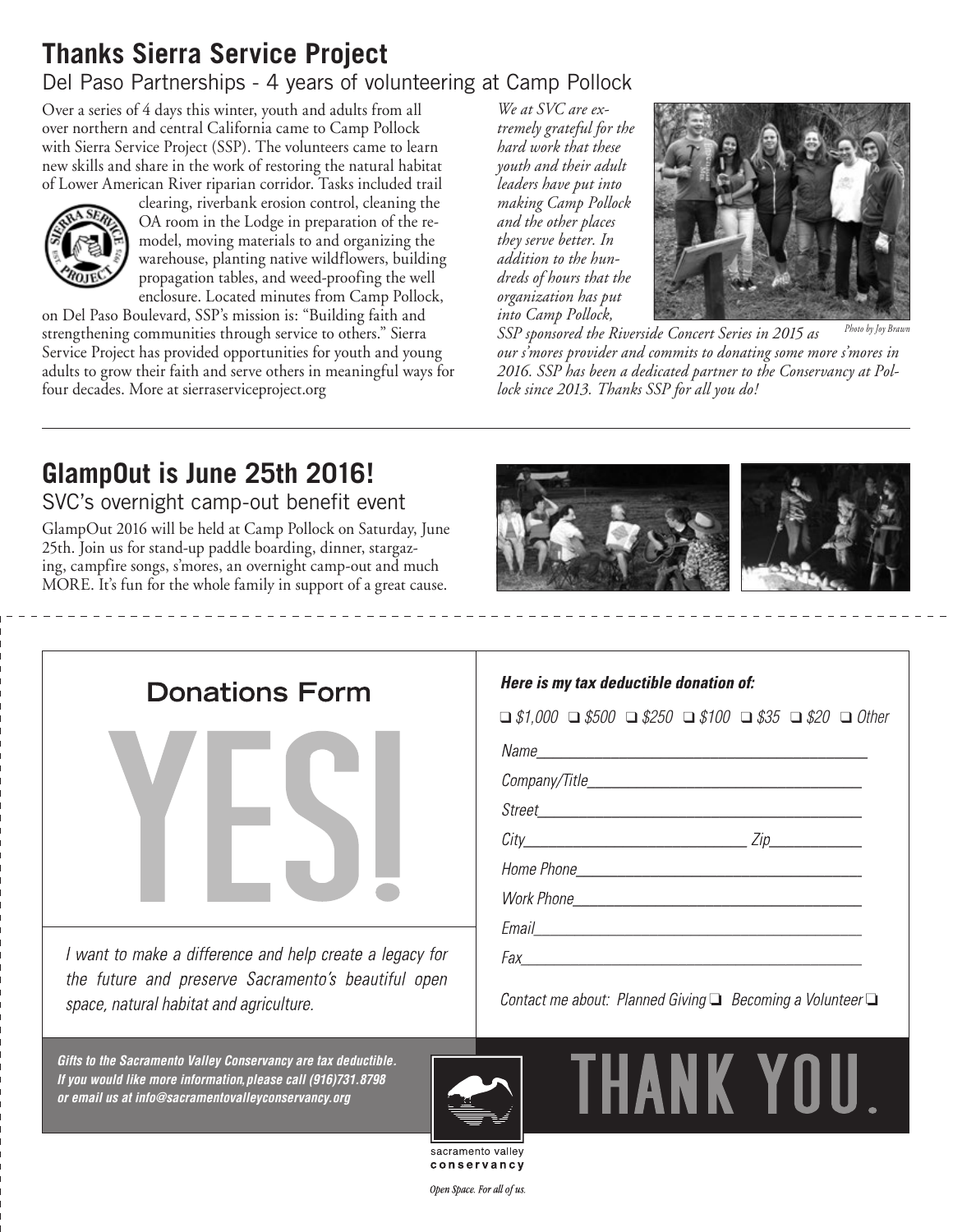## Thanks Sierra Service Project

### Del Paso Partnerships - 4 years of volunteering at Camp Pollock

Over a series of 4 days this winter, youth and adults from all over northern and central California came to Camp Pollock with Sierra Service Project (SSP). The volunteers came to learn new skills and share in the work of restoring the natural habitat of Lower American River riparian corridor. Tasks included trail clearing, riverbank erosion control, cleaning the OA room in the Lodge in preparation of the remodel, moving materials to and organizing the warehouse, planting native wildflowers, building propagation tables, and weed-proofing the well enclosure. Located minutes from Camp Pollock, on Del Paso Boulevard, SSP's mission is: "Building faith and strengthening communities through service to others." Sierra Service Project has provided opportunities for youth and young adults to grow their faith and serve others in meaningful ways for four decades. More at sierraserviceproject.org

*We at SVC are extremely grateful for the hard work that these youth and their adult leaders have put into making Camp Pollock and the other places they serve better. In addition to the hundreds of hours that the organization has put into Camp Pollock, SSP sponsored the Riverside Concert Series in 2015 as our s'mores provider and commits to donating some more s'mores in 2016. SSP has been a dedicated partner to the Conservancy at Pollock since 2013. Thanks SSP for all you do!*

*Photo by Joy Brawn*

---

## GlampOut is June 25th 2016!

### SVC's overnight camp-out benefit event

GlampOut 2016 will be held at Camp Pollock on Saturday, June 25th. Join us for stand-up paddle boarding, dinner, stargazing, campfire songs, s'mores, an overnight camp-out and much MORE. It's fun for the whole family in support of a great cause.

---

## Donations Form

# YES!

*I want to make a difference and help create a legacy for the future and preserve Sacramento's beautiful open space, natural habitat and agriculture.*

***Here is my tax deductible donation of:***

❑ $1,000 ❑ $500 ❑ $250 ❑ $100 ❑ $35 ❑ $20 ❑ Other

Name________________________________________

Company/Title________________________________

Street_______________________________________

City___________________________ Zip___________

Home Phone__________________________________

Work Phone__________________________________

Email________________________________________

Fax__________________________________________

Contact me about: Planned Giving ❑ Becoming a Volunteer ❑

***Gifts to the Sacramento Valley Conservancy are tax deductible. If you would like more information, please call (916)731.8798 or email us at info@sacramentovalleyconservancy.org***

# THANK YOU.

sacramento valley conservancy

*Open Space. For all of us.*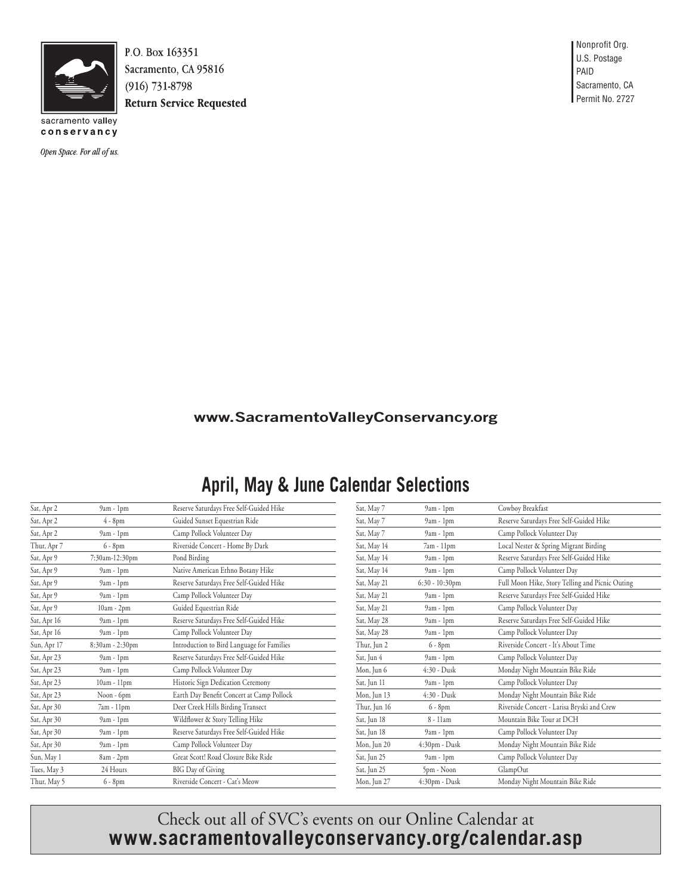P.O. Box 163351
Sacramento, CA 95816
(916) 731-8798
**Return Service Requested**

sacramento valley
conservancy

*Open Space. For all of us.*

Nonprofit Org.
U.S. Postage
PAID
Sacramento, CA
Permit No. 2727

**www.SacramentoValleyConservancy.org**

## April, May & June Calendar Selections

| | | |
|---|---|---|
| Sat, Apr 2 | 9am - 1pm | Reserve Saturdays Free Self-Guided Hike |
| Sat, Apr 2 | 4 - 8pm | Guided Sunset Equestrian Ride |
| Sat, Apr 2 | 9am - 1pm | Camp Pollock Volunteer Day |
| Thur, Apr 7 | 6 - 8pm | Riverside Concert - Home By Dark |
| Sat, Apr 9 | 7:30am-12:30pm | Pond Birding |
| Sat, Apr 9 | 9am - 1pm | Native American Ethno Botany Hike |
| Sat, Apr 9 | 9am - 1pm | Reserve Saturdays Free Self-Guided Hike |
| Sat, Apr 9 | 9am - 1pm | Camp Pollock Volunteer Day |
| Sat, Apr 9 | 10am - 2pm | Guided Equestrian Ride |
| Sat, Apr 16 | 9am - 1pm | Reserve Saturdays Free Self-Guided Hike |
| Sat, Apr 16 | 9am - 1pm | Camp Pollock Volunteer Day |
| Sun, Apr 17 | 8:30am - 2:30pm | Introduction to Bird Language for Families |
| Sat, Apr 23 | 9am - 1pm | Reserve Saturdays Free Self-Guided Hike |
| Sat, Apr 23 | 9am - 1pm | Camp Pollock Volunteer Day |
| Sat, Apr 23 | 10am - 11pm | Historic Sign Dedication Ceremony |
| Sat, Apr 23 | Noon - 6pm | Earth Day Benefit Concert at Camp Pollock |
| Sat, Apr 30 | 7am - 11pm | Deer Creek Hills Birding Transect |
| Sat, Apr 30 | 9am - 1pm | Wildflower & Story Telling Hike |
| Sat, Apr 30 | 9am - 1pm | Reserve Saturdays Free Self-Guided Hike |
| Sat, Apr 30 | 9am - 1pm | Camp Pollock Volunteer Day |
| Sun, May 1 | 8am - 2pm | Great Scott! Road Closure Bike Ride |
| Tues, May 3 | 24 Hours | BIG Day of Giving |
| Thur, May 5 | 6 - 8pm | Riverside Concert - Cat's Meow |
| Sat, May 7 | 9am - 1pm | Cowboy Breakfast |
| Sat, May 7 | 9am - 1pm | Reserve Saturdays Free Self-Guided Hike |
| Sat, May 7 | 9am - 1pm | Camp Pollock Volunteer Day |
| Sat, May 14 | 7am - 11pm | Local Nester & Spring Migrant Birding |
| Sat, May 14 | 9am - 1pm | Reserve Saturdays Free Self-Guided Hike |
| Sat, May 14 | 9am - 1pm | Camp Pollock Volunteer Day |
| Sat, May 21 | 6:30 - 10:30pm | Full Moon Hike, Story Telling and Picnic Outing |
| Sat, May 21 | 9am - 1pm | Reserve Saturdays Free Self-Guided Hike |
| Sat, May 21 | 9am - 1pm | Camp Pollock Volunteer Day |
| Sat, May 28 | 9am - 1pm | Reserve Saturdays Free Self-Guided Hike |
| Sat, May 28 | 9am - 1pm | Camp Pollock Volunteer Day |
| Thur, Jun 2 | 6 - 8pm | Riverside Concert - It's About Time |
| Sat, Jun 4 | 9am - 1pm | Camp Pollock Volunteer Day |
| Mon, Jun 6 | 4:30 - Dusk | Monday Night Mountain Bike Ride |
| Sat, Jun 11 | 9am - 1pm | Camp Pollock Volunteer Day |
| Mon, Jun 13 | 4:30 - Dusk | Monday Night Mountain Bike Ride |
| Thur, Jun 16 | 6 - 8pm | Riverside Concert - Larisa Bryski and Crew |
| Sat, Jun 18 | 8 - 11am | Mountain Bike Tour at DCH |
| Sat, Jun 18 | 9am - 1pm | Camp Pollock Volunteer Day |
| Mon, Jun 20 | 4:30pm - Dusk | Monday Night Mountain Bike Ride |
| Sat, Jun 25 | 9am - 1pm | Camp Pollock Volunteer Day |
| Sat, Jun 25 | 5pm - Noon | GlampOut |
| Mon, Jun 27 | 4:30pm - Dusk | Monday Night Mountain Bike Ride |

Check out all of SVC's events on our Online Calendar at
**www.sacramentovalleyconservancy.org/calendar.asp**